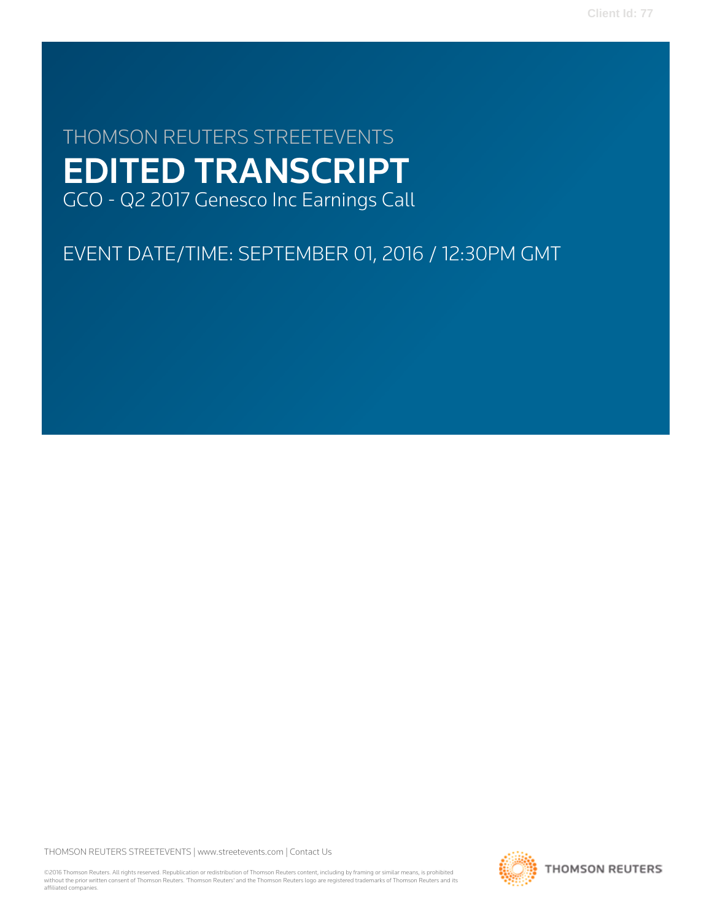THOMSON REUTERS STREETEVENTS

# EDITED TRANSCRIPT

GCO - Q2 2017 Genesco Inc Earnings Call

EVENT DATE/TIME: SEPTEMBER 01, 2016 / 12:30PM GMT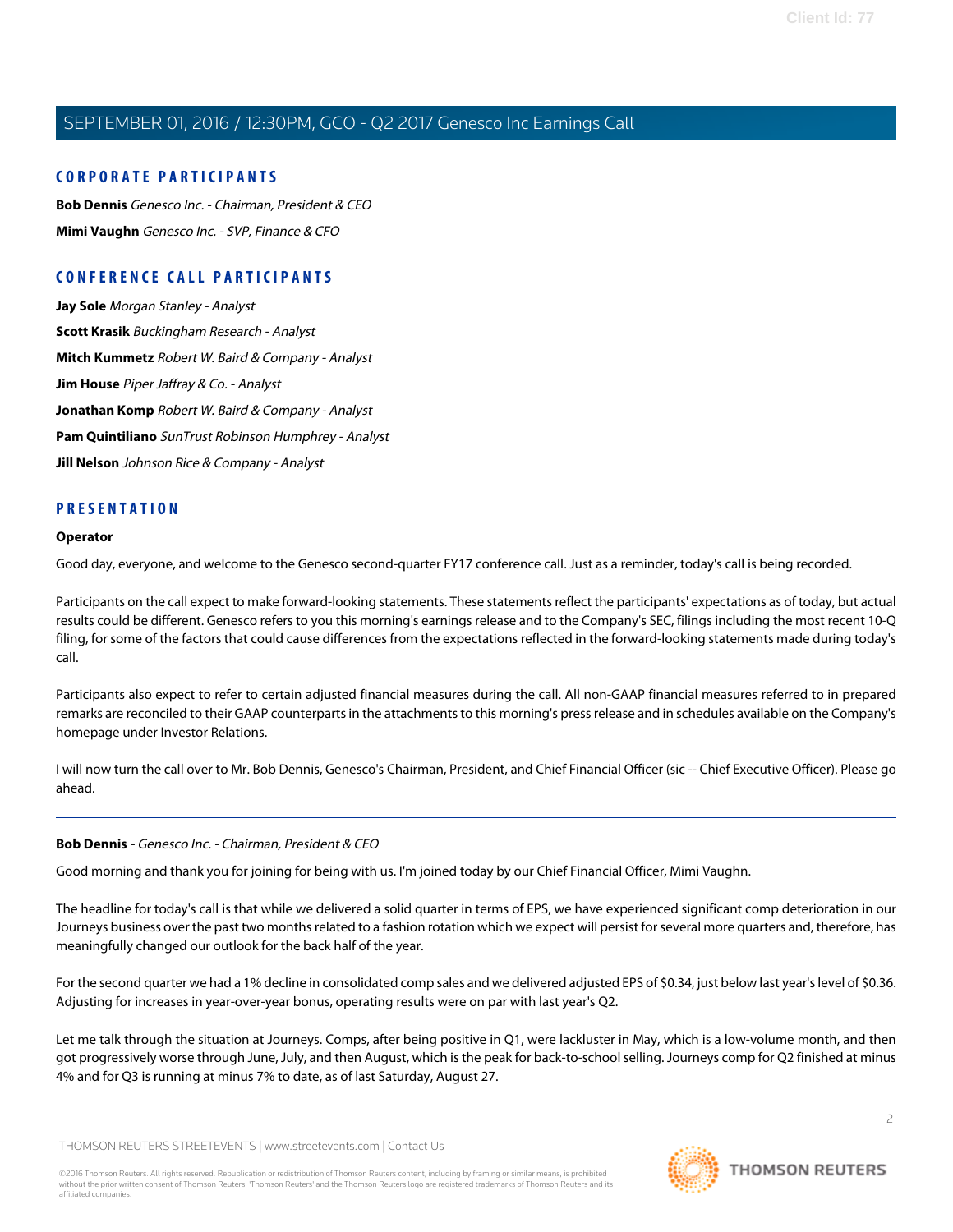## CORPORATE PARTICIPANTS

**Bob Dennis** *Genesco Inc. - Chairman, President & CEO*

**Mimi Vaughn** *Genesco Inc. - SVP, Finance & CFO*

## CONFERENCE CALL PARTICIPANTS

**Jay Sole** *Morgan Stanley - Analyst*

**Scott Krasik** *Buckingham Research - Analyst*

**Mitch Kummetz** *Robert W. Baird & Company - Analyst*

**Jim House** *Piper Jaffray & Co. - Analyst*

**Jonathan Komp** *Robert W. Baird & Company - Analyst*

**Pam Quintiliano** *SunTrust Robinson Humphrey - Analyst*

**Jill Nelson** *Johnson Rice & Company - Analyst*

## PRESENTATION

**Operator**

Good day, everyone, and welcome to the Genesco second-quarter FY17 conference call. Just as a reminder, today's call is being recorded.

Participants on the call expect to make forward-looking statements. These statements reflect the participants' expectations as of today, but actual results could be different. Genesco refers to you this morning's earnings release and to the Company's SEC, filings including the most recent 10-Q filing, for some of the factors that could cause differences from the expectations reflected in the forward-looking statements made during today's call.

Participants also expect to refer to certain adjusted financial measures during the call. All non-GAAP financial measures referred to in prepared remarks are reconciled to their GAAP counterparts in the attachments to this morning's press release and in schedules available on the Company's homepage under Investor Relations.

I will now turn the call over to Mr. Bob Dennis, Genesco's Chairman, President, and Chief Financial Officer (sic -- Chief Executive Officer). Please go ahead.

---

**Bob Dennis** - *Genesco Inc. - Chairman, President & CEO*

Good morning and thank you for joining for being with us. I'm joined today by our Chief Financial Officer, Mimi Vaughn.

The headline for today's call is that while we delivered a solid quarter in terms of EPS, we have experienced significant comp deterioration in our Journeys business over the past two months related to a fashion rotation which we expect will persist for several more quarters and, therefore, has meaningfully changed our outlook for the back half of the year.

For the second quarter we had a 1% decline in consolidated comp sales and we delivered adjusted EPS of $0.34, just below last year's level of $0.36. Adjusting for increases in year-over-year bonus, operating results were on par with last year's Q2.

Let me talk through the situation at Journeys. Comps, after being positive in Q1, were lackluster in May, which is a low-volume month, and then got progressively worse through June, July, and then August, which is the peak for back-to-school selling. Journeys comp for Q2 finished at minus 4% and for Q3 is running at minus 7% to date, as of last Saturday, August 27.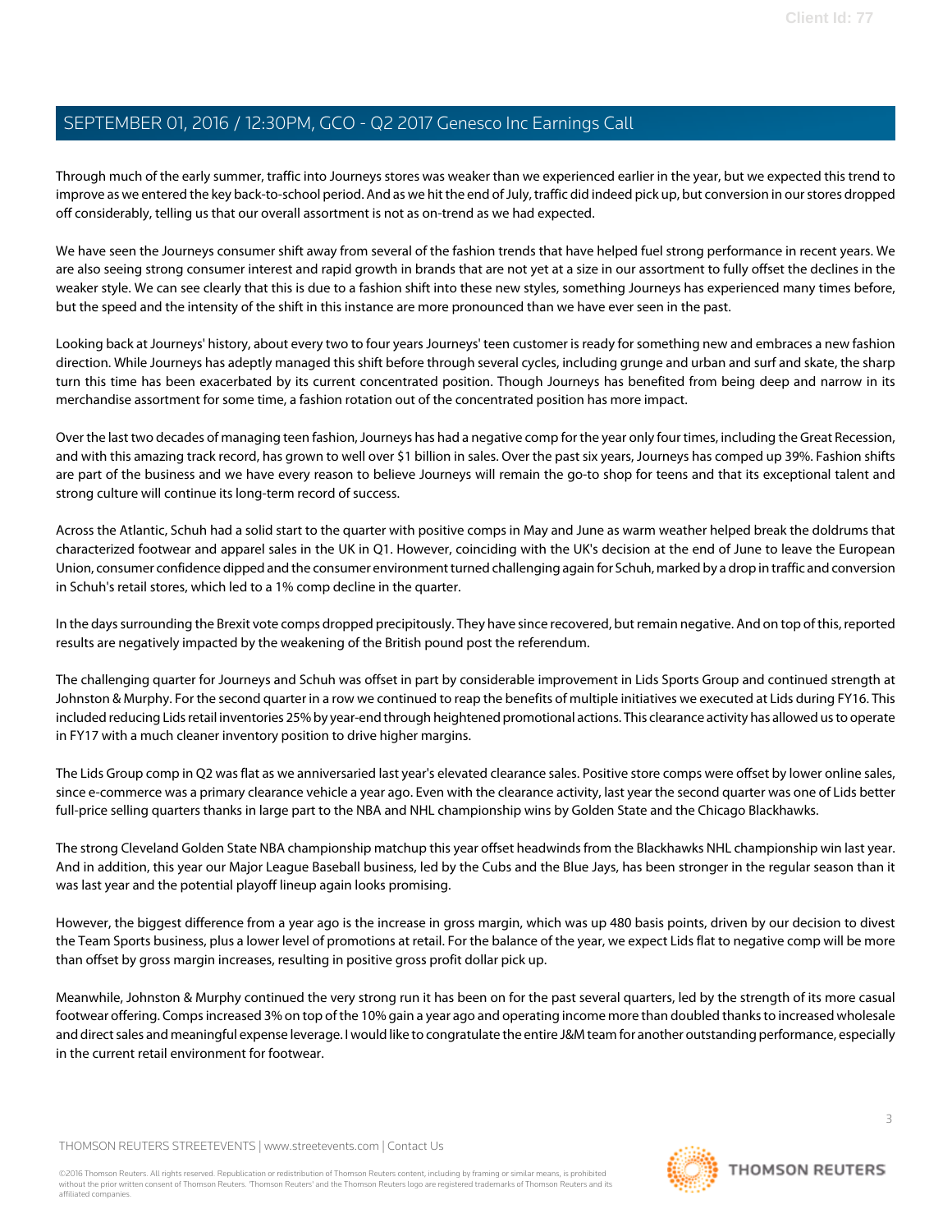Through much of the early summer, traffic into Journeys stores was weaker than we experienced earlier in the year, but we expected this trend to improve as we entered the key back-to-school period. And as we hit the end of July, traffic did indeed pick up, but conversion in our stores dropped off considerably, telling us that our overall assortment is not as on-trend as we had expected.

We have seen the Journeys consumer shift away from several of the fashion trends that have helped fuel strong performance in recent years. We are also seeing strong consumer interest and rapid growth in brands that are not yet at a size in our assortment to fully offset the declines in the weaker style. We can see clearly that this is due to a fashion shift into these new styles, something Journeys has experienced many times before, but the speed and the intensity of the shift in this instance are more pronounced than we have ever seen in the past.

Looking back at Journeys' history, about every two to four years Journeys' teen customer is ready for something new and embraces a new fashion direction. While Journeys has adeptly managed this shift before through several cycles, including grunge and urban and surf and skate, the sharp turn this time has been exacerbated by its current concentrated position. Though Journeys has benefited from being deep and narrow in its merchandise assortment for some time, a fashion rotation out of the concentrated position has more impact.

Over the last two decades of managing teen fashion, Journeys has had a negative comp for the year only four times, including the Great Recession, and with this amazing track record, has grown to well over $1 billion in sales. Over the past six years, Journeys has comped up 39%. Fashion shifts are part of the business and we have every reason to believe Journeys will remain the go-to shop for teens and that its exceptional talent and strong culture will continue its long-term record of success.

Across the Atlantic, Schuh had a solid start to the quarter with positive comps in May and June as warm weather helped break the doldrums that characterized footwear and apparel sales in the UK in Q1. However, coinciding with the UK's decision at the end of June to leave the European Union, consumer confidence dipped and the consumer environment turned challenging again for Schuh, marked by a drop in traffic and conversion in Schuh's retail stores, which led to a 1% comp decline in the quarter.

In the days surrounding the Brexit vote comps dropped precipitously. They have since recovered, but remain negative. And on top of this, reported results are negatively impacted by the weakening of the British pound post the referendum.

The challenging quarter for Journeys and Schuh was offset in part by considerable improvement in Lids Sports Group and continued strength at Johnston & Murphy. For the second quarter in a row we continued to reap the benefits of multiple initiatives we executed at Lids during FY16. This included reducing Lids retail inventories 25% by year-end through heightened promotional actions. This clearance activity has allowed us to operate in FY17 with a much cleaner inventory position to drive higher margins.

The Lids Group comp in Q2 was flat as we anniversaried last year's elevated clearance sales. Positive store comps were offset by lower online sales, since e-commerce was a primary clearance vehicle a year ago. Even with the clearance activity, last year the second quarter was one of Lids better full-price selling quarters thanks in large part to the NBA and NHL championship wins by Golden State and the Chicago Blackhawks.

The strong Cleveland Golden State NBA championship matchup this year offset headwinds from the Blackhawks NHL championship win last year. And in addition, this year our Major League Baseball business, led by the Cubs and the Blue Jays, has been stronger in the regular season than it was last year and the potential playoff lineup again looks promising.

However, the biggest difference from a year ago is the increase in gross margin, which was up 480 basis points, driven by our decision to divest the Team Sports business, plus a lower level of promotions at retail. For the balance of the year, we expect Lids flat to negative comp will be more than offset by gross margin increases, resulting in positive gross profit dollar pick up.

Meanwhile, Johnston & Murphy continued the very strong run it has been on for the past several quarters, led by the strength of its more casual footwear offering. Comps increased 3% on top of the 10% gain a year ago and operating income more than doubled thanks to increased wholesale and direct sales and meaningful expense leverage. I would like to congratulate the entire J&M team for another outstanding performance, especially in the current retail environment for footwear.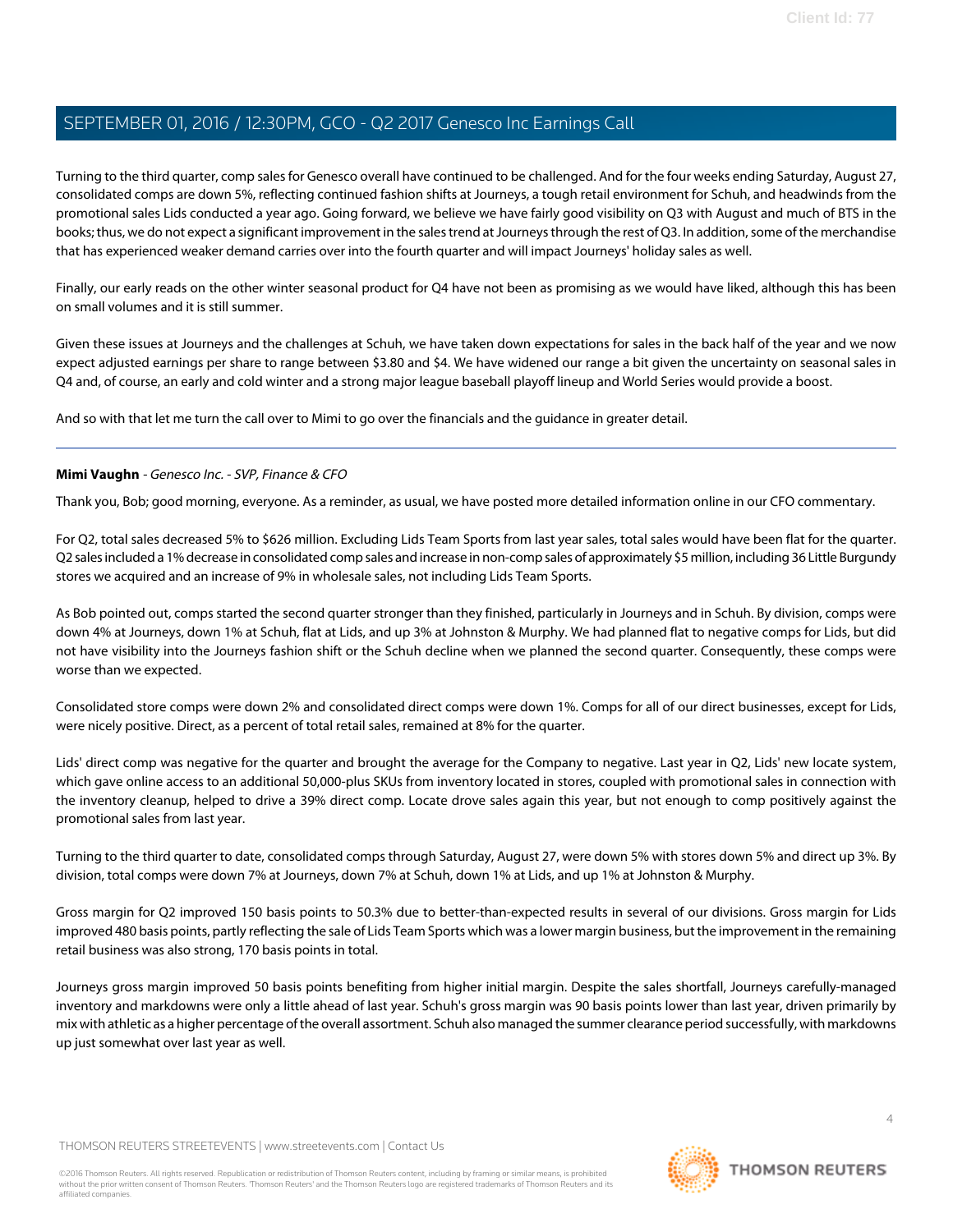Turning to the third quarter, comp sales for Genesco overall have continued to be challenged. And for the four weeks ending Saturday, August 27, consolidated comps are down 5%, reflecting continued fashion shifts at Journeys, a tough retail environment for Schuh, and headwinds from the promotional sales Lids conducted a year ago. Going forward, we believe we have fairly good visibility on Q3 with August and much of BTS in the books; thus, we do not expect a significant improvement in the sales trend at Journeys through the rest of Q3. In addition, some of the merchandise that has experienced weaker demand carries over into the fourth quarter and will impact Journeys' holiday sales as well.

Finally, our early reads on the other winter seasonal product for Q4 have not been as promising as we would have liked, although this has been on small volumes and it is still summer.

Given these issues at Journeys and the challenges at Schuh, we have taken down expectations for sales in the back half of the year and we now expect adjusted earnings per share to range between $3.80 and $4. We have widened our range a bit given the uncertainty on seasonal sales in Q4 and, of course, an early and cold winter and a strong major league baseball playoff lineup and World Series would provide a boost.

And so with that let me turn the call over to Mimi to go over the financials and the guidance in greater detail.

---

**Mimi Vaughn** - *Genesco Inc. - SVP, Finance & CFO*

Thank you, Bob; good morning, everyone. As a reminder, as usual, we have posted more detailed information online in our CFO commentary.

For Q2, total sales decreased 5% to $626 million. Excluding Lids Team Sports from last year sales, total sales would have been flat for the quarter. Q2 sales included a 1% decrease in consolidated comp sales and increase in non-comp sales of approximately $5 million, including 36 Little Burgundy stores we acquired and an increase of 9% in wholesale sales, not including Lids Team Sports.

As Bob pointed out, comps started the second quarter stronger than they finished, particularly in Journeys and in Schuh. By division, comps were down 4% at Journeys, down 1% at Schuh, flat at Lids, and up 3% at Johnston & Murphy. We had planned flat to negative comps for Lids, but did not have visibility into the Journeys fashion shift or the Schuh decline when we planned the second quarter. Consequently, these comps were worse than we expected.

Consolidated store comps were down 2% and consolidated direct comps were down 1%. Comps for all of our direct businesses, except for Lids, were nicely positive. Direct, as a percent of total retail sales, remained at 8% for the quarter.

Lids' direct comp was negative for the quarter and brought the average for the Company to negative. Last year in Q2, Lids' new locate system, which gave online access to an additional 50,000-plus SKUs from inventory located in stores, coupled with promotional sales in connection with the inventory cleanup, helped to drive a 39% direct comp. Locate drove sales again this year, but not enough to comp positively against the promotional sales from last year.

Turning to the third quarter to date, consolidated comps through Saturday, August 27, were down 5% with stores down 5% and direct up 3%. By division, total comps were down 7% at Journeys, down 7% at Schuh, down 1% at Lids, and up 1% at Johnston & Murphy.

Gross margin for Q2 improved 150 basis points to 50.3% due to better-than-expected results in several of our divisions. Gross margin for Lids improved 480 basis points, partly reflecting the sale of Lids Team Sports which was a lower margin business, but the improvement in the remaining retail business was also strong, 170 basis points in total.

Journeys gross margin improved 50 basis points benefiting from higher initial margin. Despite the sales shortfall, Journeys carefully-managed inventory and markdowns were only a little ahead of last year. Schuh's gross margin was 90 basis points lower than last year, driven primarily by mix with athletic as a higher percentage of the overall assortment. Schuh also managed the summer clearance period successfully, with markdowns up just somewhat over last year as well.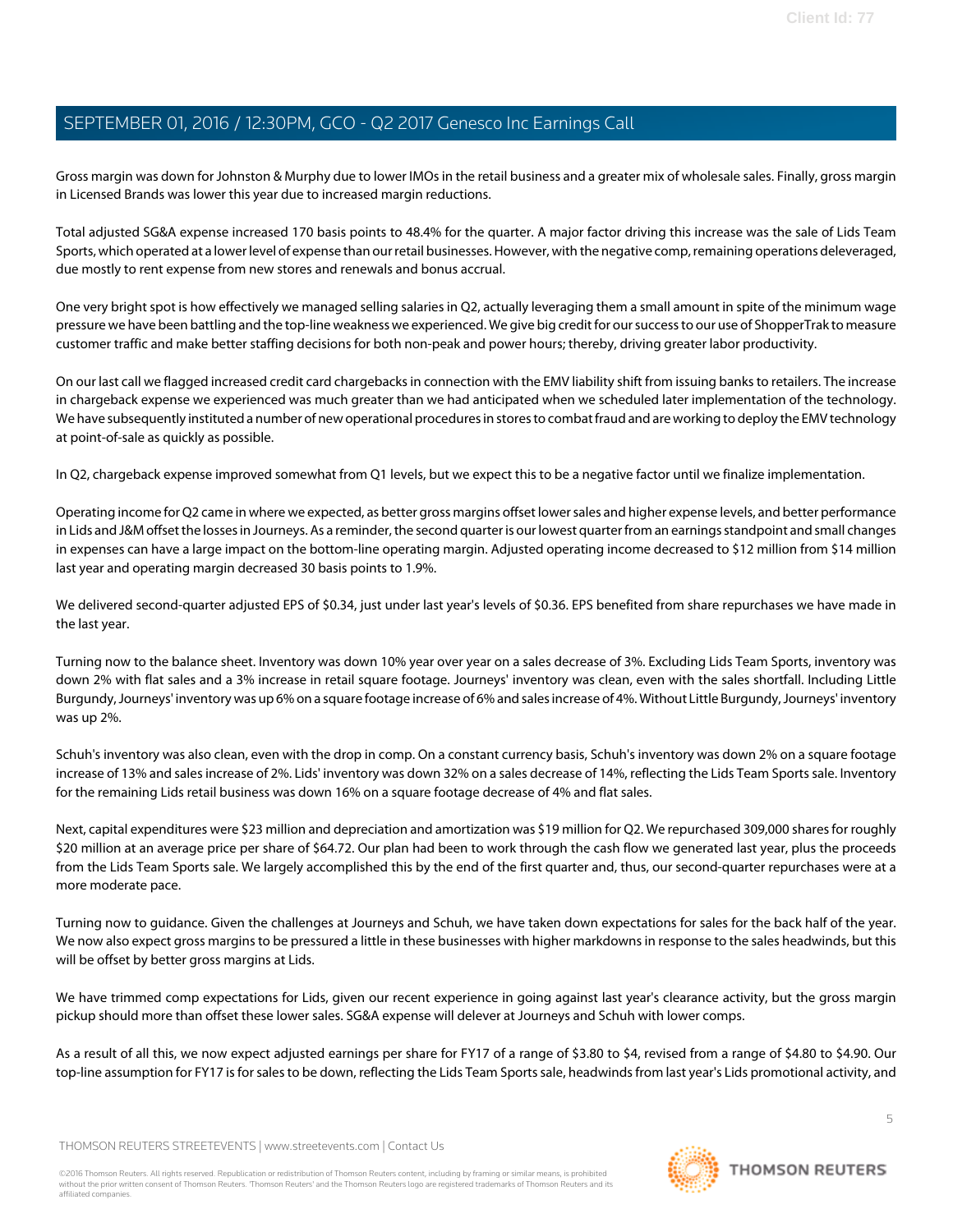Gross margin was down for Johnston & Murphy due to lower IMOs in the retail business and a greater mix of wholesale sales. Finally, gross margin in Licensed Brands was lower this year due to increased margin reductions.

Total adjusted SG&A expense increased 170 basis points to 48.4% for the quarter. A major factor driving this increase was the sale of Lids Team Sports, which operated at a lower level of expense than our retail businesses. However, with the negative comp, remaining operations deleveraged, due mostly to rent expense from new stores and renewals and bonus accrual.

One very bright spot is how effectively we managed selling salaries in Q2, actually leveraging them a small amount in spite of the minimum wage pressure we have been battling and the top-line weakness we experienced. We give big credit for our success to our use of ShopperTrak to measure customer traffic and make better staffing decisions for both non-peak and power hours; thereby, driving greater labor productivity.

On our last call we flagged increased credit card chargebacks in connection with the EMV liability shift from issuing banks to retailers. The increase in chargeback expense we experienced was much greater than we had anticipated when we scheduled later implementation of the technology. We have subsequently instituted a number of new operational procedures in stores to combat fraud and are working to deploy the EMV technology at point-of-sale as quickly as possible.

In Q2, chargeback expense improved somewhat from Q1 levels, but we expect this to be a negative factor until we finalize implementation.

Operating income for Q2 came in where we expected, as better gross margins offset lower sales and higher expense levels, and better performance in Lids and J&M offset the losses in Journeys. As a reminder, the second quarter is our lowest quarter from an earnings standpoint and small changes in expenses can have a large impact on the bottom-line operating margin. Adjusted operating income decreased to $12 million from $14 million last year and operating margin decreased 30 basis points to 1.9%.

We delivered second-quarter adjusted EPS of $0.34, just under last year's levels of $0.36. EPS benefited from share repurchases we have made in the last year.

Turning now to the balance sheet. Inventory was down 10% year over year on a sales decrease of 3%. Excluding Lids Team Sports, inventory was down 2% with flat sales and a 3% increase in retail square footage. Journeys' inventory was clean, even with the sales shortfall. Including Little Burgundy, Journeys' inventory was up 6% on a square footage increase of 6% and sales increase of 4%. Without Little Burgundy, Journeys' inventory was up 2%.

Schuh's inventory was also clean, even with the drop in comp. On a constant currency basis, Schuh's inventory was down 2% on a square footage increase of 13% and sales increase of 2%. Lids' inventory was down 32% on a sales decrease of 14%, reflecting the Lids Team Sports sale. Inventory for the remaining Lids retail business was down 16% on a square footage decrease of 4% and flat sales.

Next, capital expenditures were $23 million and depreciation and amortization was $19 million for Q2. We repurchased 309,000 shares for roughly $20 million at an average price per share of $64.72. Our plan had been to work through the cash flow we generated last year, plus the proceeds from the Lids Team Sports sale. We largely accomplished this by the end of the first quarter and, thus, our second-quarter repurchases were at a more moderate pace.

Turning now to guidance. Given the challenges at Journeys and Schuh, we have taken down expectations for sales for the back half of the year. We now also expect gross margins to be pressured a little in these businesses with higher markdowns in response to the sales headwinds, but this will be offset by better gross margins at Lids.

We have trimmed comp expectations for Lids, given our recent experience in going against last year's clearance activity, but the gross margin pickup should more than offset these lower sales. SG&A expense will delever at Journeys and Schuh with lower comps.

As a result of all this, we now expect adjusted earnings per share for FY17 of a range of $3.80 to $4, revised from a range of $4.80 to $4.90. Our top-line assumption for FY17 is for sales to be down, reflecting the Lids Team Sports sale, headwinds from last year's Lids promotional activity, and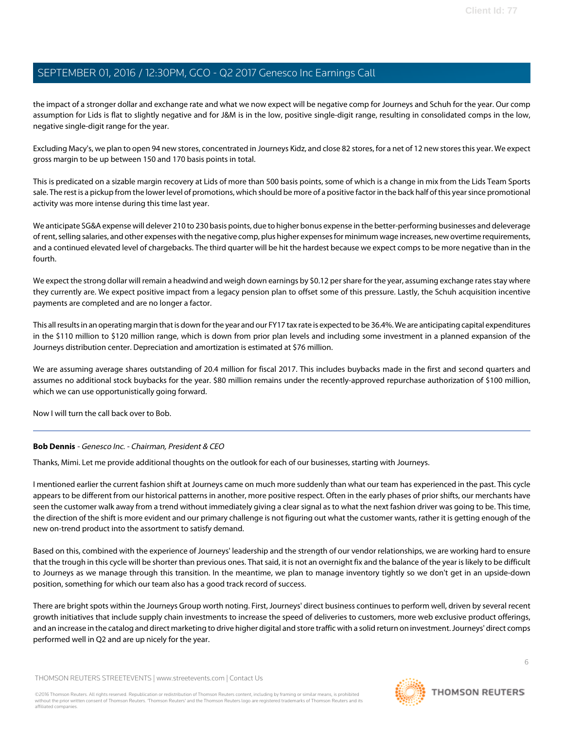the impact of a stronger dollar and exchange rate and what we now expect will be negative comp for Journeys and Schuh for the year. Our comp assumption for Lids is flat to slightly negative and for J&M is in the low, positive single-digit range, resulting in consolidated comps in the low, negative single-digit range for the year.

Excluding Macy's, we plan to open 94 new stores, concentrated in Journeys Kidz, and close 82 stores, for a net of 12 new stores this year. We expect gross margin to be up between 150 and 170 basis points in total.

This is predicated on a sizable margin recovery at Lids of more than 500 basis points, some of which is a change in mix from the Lids Team Sports sale. The rest is a pickup from the lower level of promotions, which should be more of a positive factor in the back half of this year since promotional activity was more intense during this time last year.

We anticipate SG&A expense will delever 210 to 230 basis points, due to higher bonus expense in the better-performing businesses and deleverage of rent, selling salaries, and other expenses with the negative comp, plus higher expenses for minimum wage increases, new overtime requirements, and a continued elevated level of chargebacks. The third quarter will be hit the hardest because we expect comps to be more negative than in the fourth.

We expect the strong dollar will remain a headwind and weigh down earnings by $0.12 per share for the year, assuming exchange rates stay where they currently are. We expect positive impact from a legacy pension plan to offset some of this pressure. Lastly, the Schuh acquisition incentive payments are completed and are no longer a factor.

This all results in an operating margin that is down for the year and our FY17 tax rate is expected to be 36.4%. We are anticipating capital expenditures in the $110 million to $120 million range, which is down from prior plan levels and including some investment in a planned expansion of the Journeys distribution center. Depreciation and amortization is estimated at $76 million.

We are assuming average shares outstanding of 20.4 million for fiscal 2017. This includes buybacks made in the first and second quarters and assumes no additional stock buybacks for the year. $80 million remains under the recently-approved repurchase authorization of $100 million, which we can use opportunistically going forward.

Now I will turn the call back over to Bob.

---

**Bob Dennis** - *Genesco Inc. - Chairman, President & CEO*

Thanks, Mimi. Let me provide additional thoughts on the outlook for each of our businesses, starting with Journeys.

I mentioned earlier the current fashion shift at Journeys came on much more suddenly than what our team has experienced in the past. This cycle appears to be different from our historical patterns in another, more positive respect. Often in the early phases of prior shifts, our merchants have seen the customer walk away from a trend without immediately giving a clear signal as to what the next fashion driver was going to be. This time, the direction of the shift is more evident and our primary challenge is not figuring out what the customer wants, rather it is getting enough of the new on-trend product into the assortment to satisfy demand.

Based on this, combined with the experience of Journeys' leadership and the strength of our vendor relationships, we are working hard to ensure that the trough in this cycle will be shorter than previous ones. That said, it is not an overnight fix and the balance of the year is likely to be difficult to Journeys as we manage through this transition. In the meantime, we plan to manage inventory tightly so we don't get in an upside-down position, something for which our team also has a good track record of success.

There are bright spots within the Journeys Group worth noting. First, Journeys' direct business continues to perform well, driven by several recent growth initiatives that include supply chain investments to increase the speed of deliveries to customers, more web exclusive product offerings, and an increase in the catalog and direct marketing to drive higher digital and store traffic with a solid return on investment. Journeys' direct comps performed well in Q2 and are up nicely for the year.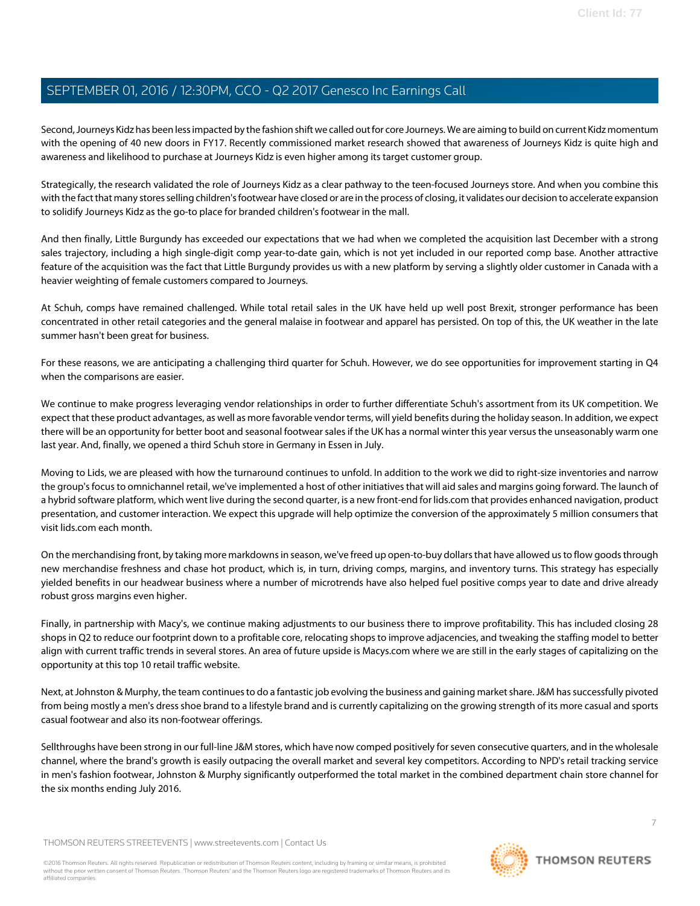Second, Journeys Kidz has been less impacted by the fashion shift we called out for core Journeys. We are aiming to build on current Kidz momentum with the opening of 40 new doors in FY17. Recently commissioned market research showed that awareness of Journeys Kidz is quite high and awareness and likelihood to purchase at Journeys Kidz is even higher among its target customer group.

Strategically, the research validated the role of Journeys Kidz as a clear pathway to the teen-focused Journeys store. And when you combine this with the fact that many stores selling children's footwear have closed or are in the process of closing, it validates our decision to accelerate expansion to solidify Journeys Kidz as the go-to place for branded children's footwear in the mall.

And then finally, Little Burgundy has exceeded our expectations that we had when we completed the acquisition last December with a strong sales trajectory, including a high single-digit comp year-to-date gain, which is not yet included in our reported comp base. Another attractive feature of the acquisition was the fact that Little Burgundy provides us with a new platform by serving a slightly older customer in Canada with a heavier weighting of female customers compared to Journeys.

At Schuh, comps have remained challenged. While total retail sales in the UK have held up well post Brexit, stronger performance has been concentrated in other retail categories and the general malaise in footwear and apparel has persisted. On top of this, the UK weather in the late summer hasn't been great for business.

For these reasons, we are anticipating a challenging third quarter for Schuh. However, we do see opportunities for improvement starting in Q4 when the comparisons are easier.

We continue to make progress leveraging vendor relationships in order to further differentiate Schuh's assortment from its UK competition. We expect that these product advantages, as well as more favorable vendor terms, will yield benefits during the holiday season. In addition, we expect there will be an opportunity for better boot and seasonal footwear sales if the UK has a normal winter this year versus the unseasonably warm one last year. And, finally, we opened a third Schuh store in Germany in Essen in July.

Moving to Lids, we are pleased with how the turnaround continues to unfold. In addition to the work we did to right-size inventories and narrow the group's focus to omnichannel retail, we've implemented a host of other initiatives that will aid sales and margins going forward. The launch of a hybrid software platform, which went live during the second quarter, is a new front-end for lids.com that provides enhanced navigation, product presentation, and customer interaction. We expect this upgrade will help optimize the conversion of the approximately 5 million consumers that visit lids.com each month.

On the merchandising front, by taking more markdowns in season, we've freed up open-to-buy dollars that have allowed us to flow goods through new merchandise freshness and chase hot product, which is, in turn, driving comps, margins, and inventory turns. This strategy has especially yielded benefits in our headwear business where a number of microtrends have also helped fuel positive comps year to date and drive already robust gross margins even higher.

Finally, in partnership with Macy's, we continue making adjustments to our business there to improve profitability. This has included closing 28 shops in Q2 to reduce our footprint down to a profitable core, relocating shops to improve adjacencies, and tweaking the staffing model to better align with current traffic trends in several stores. An area of future upside is Macys.com where we are still in the early stages of capitalizing on the opportunity at this top 10 retail traffic website.

Next, at Johnston & Murphy, the team continues to do a fantastic job evolving the business and gaining market share. J&M has successfully pivoted from being mostly a men's dress shoe brand to a lifestyle brand and is currently capitalizing on the growing strength of its more casual and sports casual footwear and also its non-footwear offerings.

Sellthroughs have been strong in our full-line J&M stores, which have now comped positively for seven consecutive quarters, and in the wholesale channel, where the brand's growth is easily outpacing the overall market and several key competitors. According to NPD's retail tracking service in men's fashion footwear, Johnston & Murphy significantly outperformed the total market in the combined department chain store channel for the six months ending July 2016.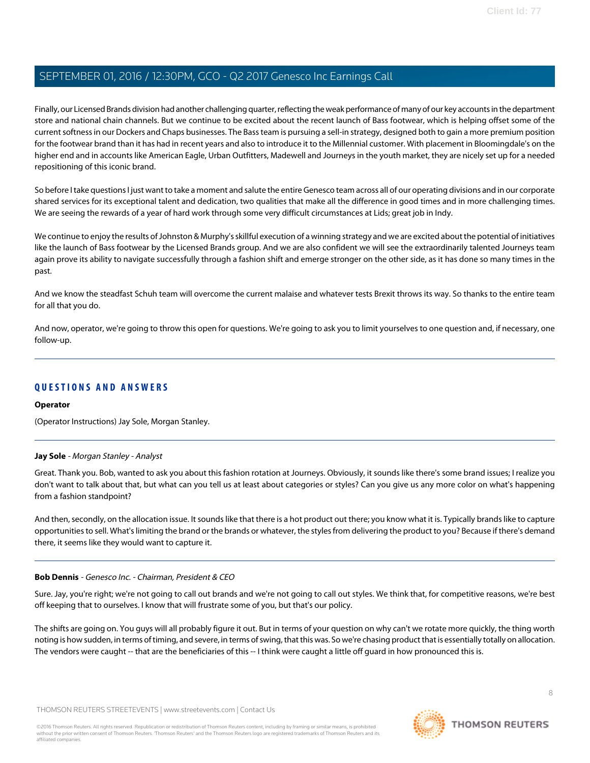Finally, our Licensed Brands division had another challenging quarter, reflecting the weak performance of many of our key accounts in the department store and national chain channels. But we continue to be excited about the recent launch of Bass footwear, which is helping offset some of the current softness in our Dockers and Chaps businesses. The Bass team is pursuing a sell-in strategy, designed both to gain a more premium position for the footwear brand than it has had in recent years and also to introduce it to the Millennial customer. With placement in Bloomingdale's on the higher end and in accounts like American Eagle, Urban Outfitters, Madewell and Journeys in the youth market, they are nicely set up for a needed repositioning of this iconic brand.

So before I take questions I just want to take a moment and salute the entire Genesco team across all of our operating divisions and in our corporate shared services for its exceptional talent and dedication, two qualities that make all the difference in good times and in more challenging times. We are seeing the rewards of a year of hard work through some very difficult circumstances at Lids; great job in Indy.

We continue to enjoy the results of Johnston & Murphy's skillful execution of a winning strategy and we are excited about the potential of initiatives like the launch of Bass footwear by the Licensed Brands group. And we are also confident we will see the extraordinarily talented Journeys team again prove its ability to navigate successfully through a fashion shift and emerge stronger on the other side, as it has done so many times in the past.

And we know the steadfast Schuh team will overcome the current malaise and whatever tests Brexit throws its way. So thanks to the entire team for all that you do.

And now, operator, we're going to throw this open for questions. We're going to ask you to limit yourselves to one question and, if necessary, one follow-up.

---

## QUESTIONS AND ANSWERS

**Operator**

(Operator Instructions) Jay Sole, Morgan Stanley.

---

**Jay Sole** - *Morgan Stanley - Analyst*

Great. Thank you. Bob, wanted to ask you about this fashion rotation at Journeys. Obviously, it sounds like there's some brand issues; I realize you don't want to talk about that, but what can you tell us at least about categories or styles? Can you give us any more color on what's happening from a fashion standpoint?

And then, secondly, on the allocation issue. It sounds like that there is a hot product out there; you know what it is. Typically brands like to capture opportunities to sell. What's limiting the brand or the brands or whatever, the styles from delivering the product to you? Because if there's demand there, it seems like they would want to capture it.

---

**Bob Dennis** - *Genesco Inc. - Chairman, President & CEO*

Sure. Jay, you're right; we're not going to call out brands and we're not going to call out styles. We think that, for competitive reasons, we're best off keeping that to ourselves. I know that will frustrate some of you, but that's our policy.

The shifts are going on. You guys will all probably figure it out. But in terms of your question on why can't we rotate more quickly, the thing worth noting is how sudden, in terms of timing, and severe, in terms of swing, that this was. So we're chasing product that is essentially totally on allocation. The vendors were caught -- that are the beneficiaries of this -- I think were caught a little off guard in how pronounced this is.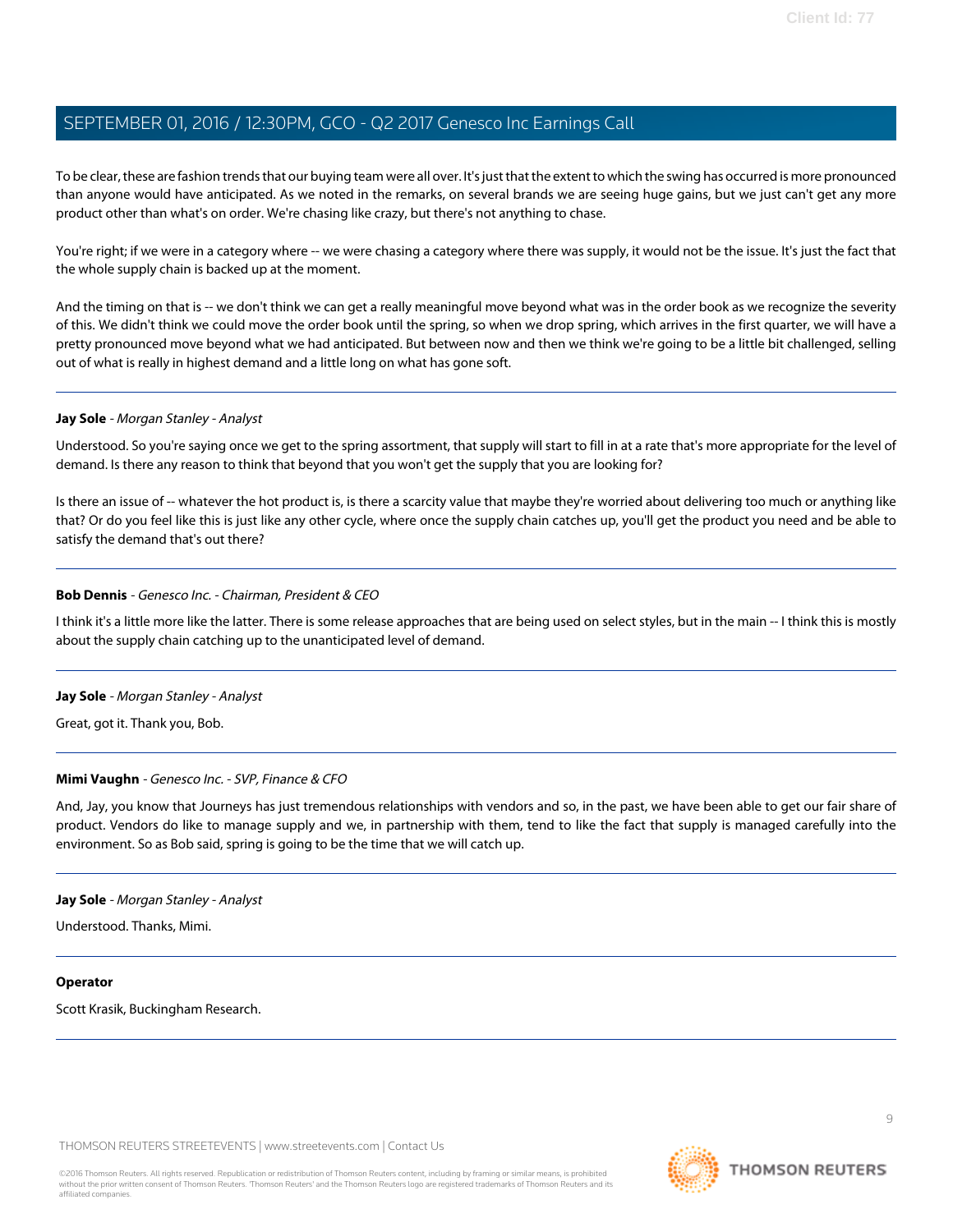To be clear, these are fashion trends that our buying team were all over. It's just that the extent to which the swing has occurred is more pronounced than anyone would have anticipated. As we noted in the remarks, on several brands we are seeing huge gains, but we just can't get any more product other than what's on order. We're chasing like crazy, but there's not anything to chase.

You're right; if we were in a category where -- we were chasing a category where there was supply, it would not be the issue. It's just the fact that the whole supply chain is backed up at the moment.

And the timing on that is -- we don't think we can get a really meaningful move beyond what was in the order book as we recognize the severity of this. We didn't think we could move the order book until the spring, so when we drop spring, which arrives in the first quarter, we will have a pretty pronounced move beyond what we had anticipated. But between now and then we think we're going to be a little bit challenged, selling out of what is really in highest demand and a little long on what has gone soft.

---

**Jay Sole** - *Morgan Stanley - Analyst*

Understood. So you're saying once we get to the spring assortment, that supply will start to fill in at a rate that's more appropriate for the level of demand. Is there any reason to think that beyond that you won't get the supply that you are looking for?

Is there an issue of -- whatever the hot product is, is there a scarcity value that maybe they're worried about delivering too much or anything like that? Or do you feel like this is just like any other cycle, where once the supply chain catches up, you'll get the product you need and be able to satisfy the demand that's out there?

---

**Bob Dennis** - *Genesco Inc. - Chairman, President & CEO*

I think it's a little more like the latter. There is some release approaches that are being used on select styles, but in the main -- I think this is mostly about the supply chain catching up to the unanticipated level of demand.

---

**Jay Sole** - *Morgan Stanley - Analyst*

Great, got it. Thank you, Bob.

---

**Mimi Vaughn** - *Genesco Inc. - SVP, Finance & CFO*

And, Jay, you know that Journeys has just tremendous relationships with vendors and so, in the past, we have been able to get our fair share of product. Vendors do like to manage supply and we, in partnership with them, tend to like the fact that supply is managed carefully into the environment. So as Bob said, spring is going to be the time that we will catch up.

---

**Jay Sole** - *Morgan Stanley - Analyst*

Understood. Thanks, Mimi.

---

**Operator**

Scott Krasik, Buckingham Research.

---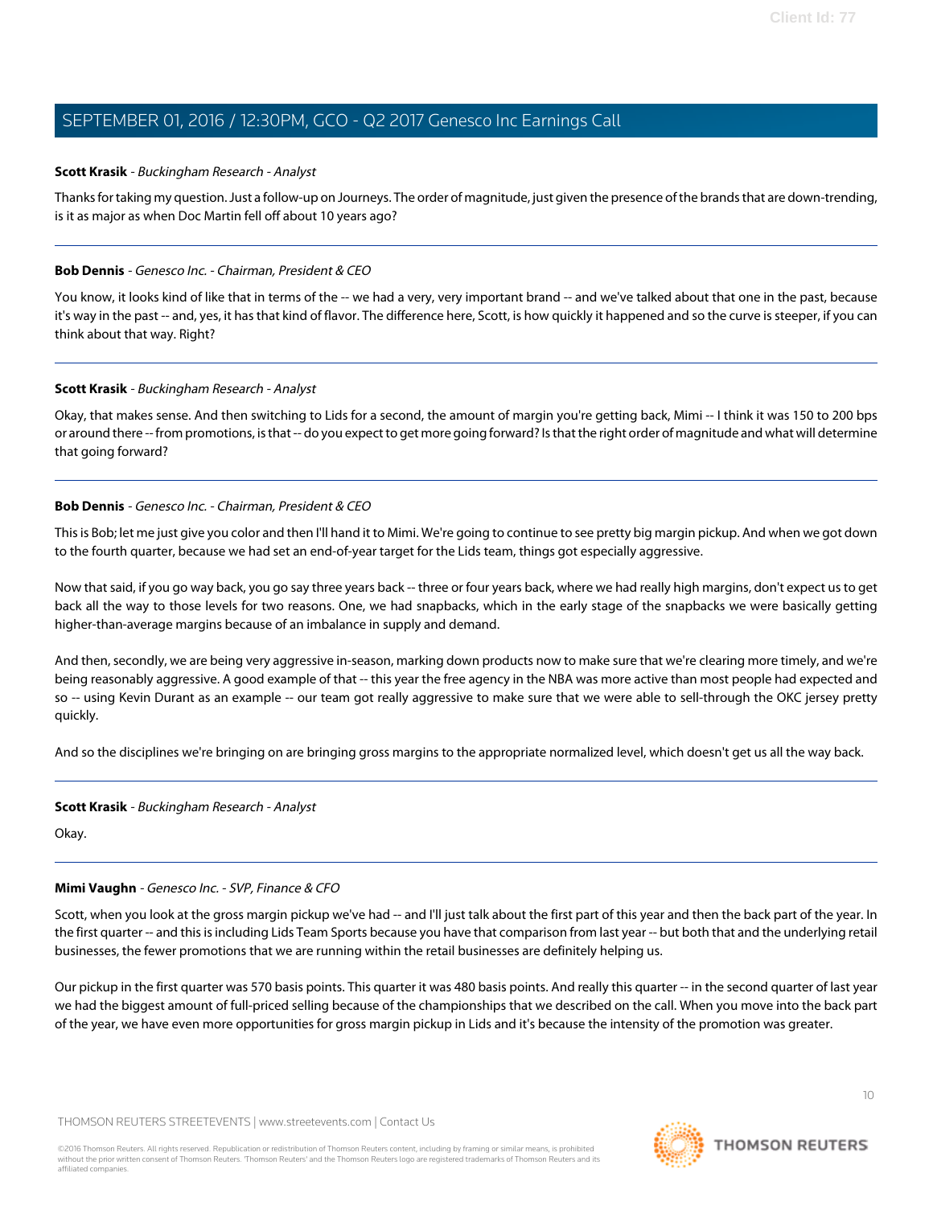**Scott Krasik** - *Buckingham Research - Analyst*

Thanks for taking my question. Just a follow-up on Journeys. The order of magnitude, just given the presence of the brands that are down-trending, is it as major as when Doc Martin fell off about 10 years ago?

---

**Bob Dennis** - *Genesco Inc. - Chairman, President & CEO*

You know, it looks kind of like that in terms of the -- we had a very, very important brand -- and we've talked about that one in the past, because it's way in the past -- and, yes, it has that kind of flavor. The difference here, Scott, is how quickly it happened and so the curve is steeper, if you can think about that way. Right?

---

**Scott Krasik** - *Buckingham Research - Analyst*

Okay, that makes sense. And then switching to Lids for a second, the amount of margin you're getting back, Mimi -- I think it was 150 to 200 bps or around there -- from promotions, is that -- do you expect to get more going forward? Is that the right order of magnitude and what will determine that going forward?

---

**Bob Dennis** - *Genesco Inc. - Chairman, President & CEO*

This is Bob; let me just give you color and then I'll hand it to Mimi. We're going to continue to see pretty big margin pickup. And when we got down to the fourth quarter, because we had set an end-of-year target for the Lids team, things got especially aggressive.

Now that said, if you go way back, you go say three years back -- three or four years back, where we had really high margins, don't expect us to get back all the way to those levels for two reasons. One, we had snapbacks, which in the early stage of the snapbacks we were basically getting higher-than-average margins because of an imbalance in supply and demand.

And then, secondly, we are being very aggressive in-season, marking down products now to make sure that we're clearing more timely, and we're being reasonably aggressive. A good example of that -- this year the free agency in the NBA was more active than most people had expected and so -- using Kevin Durant as an example -- our team got really aggressive to make sure that we were able to sell-through the OKC jersey pretty quickly.

And so the disciplines we're bringing on are bringing gross margins to the appropriate normalized level, which doesn't get us all the way back.

---

**Scott Krasik** - *Buckingham Research - Analyst*

Okay.

---

**Mimi Vaughn** - *Genesco Inc. - SVP, Finance & CFO*

Scott, when you look at the gross margin pickup we've had -- and I'll just talk about the first part of this year and then the back part of the year. In the first quarter -- and this is including Lids Team Sports because you have that comparison from last year -- but both that and the underlying retail businesses, the fewer promotions that we are running within the retail businesses are definitely helping us.

Our pickup in the first quarter was 570 basis points. This quarter it was 480 basis points. And really this quarter -- in the second quarter of last year we had the biggest amount of full-priced selling because of the championships that we described on the call. When you move into the back part of the year, we have even more opportunities for gross margin pickup in Lids and it's because the intensity of the promotion was greater.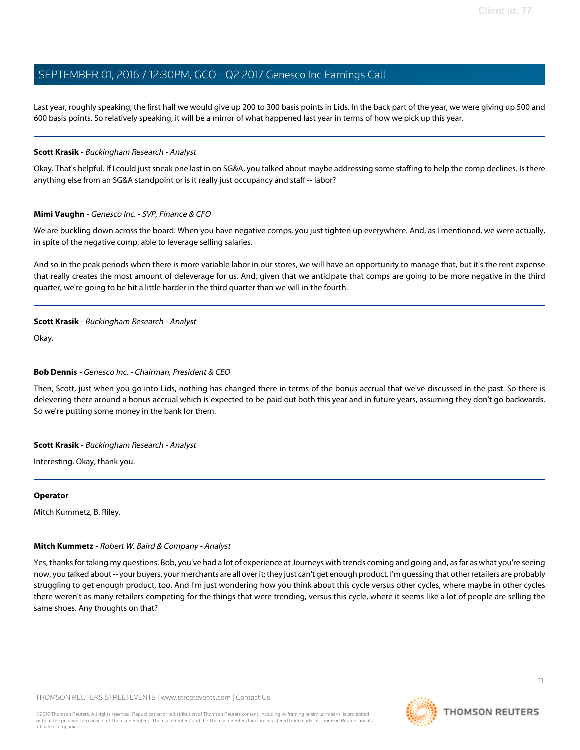Last year, roughly speaking, the first half we would give up 200 to 300 basis points in Lids. In the back part of the year, we were giving up 500 and 600 basis points. So relatively speaking, it will be a mirror of what happened last year in terms of how we pick up this year.

---

**Scott Krasik** - *Buckingham Research - Analyst*

Okay. That's helpful. If I could just sneak one last in on SG&A, you talked about maybe addressing some staffing to help the comp declines. Is there anything else from an SG&A standpoint or is it really just occupancy and staff -- labor?

---

**Mimi Vaughn** - *Genesco Inc. - SVP, Finance & CFO*

We are buckling down across the board. When you have negative comps, you just tighten up everywhere. And, as I mentioned, we were actually, in spite of the negative comp, able to leverage selling salaries.

And so in the peak periods when there is more variable labor in our stores, we will have an opportunity to manage that, but it's the rent expense that really creates the most amount of deleverage for us. And, given that we anticipate that comps are going to be more negative in the third quarter, we're going to be hit a little harder in the third quarter than we will in the fourth.

---

**Scott Krasik** - *Buckingham Research - Analyst*

Okay.

---

**Bob Dennis** - *Genesco Inc. - Chairman, President & CEO*

Then, Scott, just when you go into Lids, nothing has changed there in terms of the bonus accrual that we've discussed in the past. So there is delevering there around a bonus accrual which is expected to be paid out both this year and in future years, assuming they don't go backwards. So we're putting some money in the bank for them.

---

**Scott Krasik** - *Buckingham Research - Analyst*

Interesting. Okay, thank you.

---

**Operator**

Mitch Kummetz, B. Riley.

---

**Mitch Kummetz** - *Robert W. Baird & Company - Analyst*

Yes, thanks for taking my questions. Bob, you've had a lot of experience at Journeys with trends coming and going and, as far as what you're seeing now, you talked about -- your buyers, your merchants are all over it; they just can't get enough product. I'm guessing that other retailers are probably struggling to get enough product, too. And I'm just wondering how you think about this cycle versus other cycles, where maybe in other cycles there weren't as many retailers competing for the things that were trending, versus this cycle, where it seems like a lot of people are selling the same shoes. Any thoughts on that?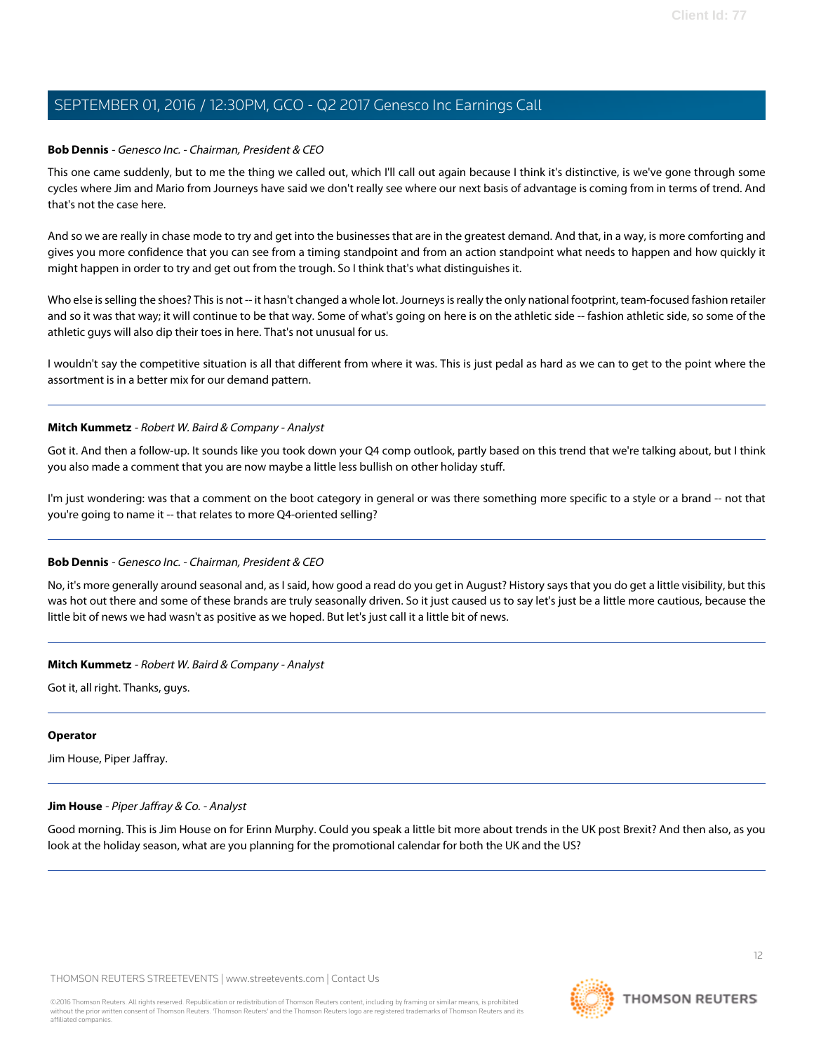**Bob Dennis** - *Genesco Inc. - Chairman, President & CEO*

This one came suddenly, but to me the thing we called out, which I'll call out again because I think it's distinctive, is we've gone through some cycles where Jim and Mario from Journeys have said we don't really see where our next basis of advantage is coming from in terms of trend. And that's not the case here.

And so we are really in chase mode to try and get into the businesses that are in the greatest demand. And that, in a way, is more comforting and gives you more confidence that you can see from a timing standpoint and from an action standpoint what needs to happen and how quickly it might happen in order to try and get out from the trough. So I think that's what distinguishes it.

Who else is selling the shoes? This is not -- it hasn't changed a whole lot. Journeys is really the only national footprint, team-focused fashion retailer and so it was that way; it will continue to be that way. Some of what's going on here is on the athletic side -- fashion athletic side, so some of the athletic guys will also dip their toes in here. That's not unusual for us.

I wouldn't say the competitive situation is all that different from where it was. This is just pedal as hard as we can to get to the point where the assortment is in a better mix for our demand pattern.

---

**Mitch Kummetz** - *Robert W. Baird & Company - Analyst*

Got it. And then a follow-up. It sounds like you took down your Q4 comp outlook, partly based on this trend that we're talking about, but I think you also made a comment that you are now maybe a little less bullish on other holiday stuff.

I'm just wondering: was that a comment on the boot category in general or was there something more specific to a style or a brand -- not that you're going to name it -- that relates to more Q4-oriented selling?

---

**Bob Dennis** - *Genesco Inc. - Chairman, President & CEO*

No, it's more generally around seasonal and, as I said, how good a read do you get in August? History says that you do get a little visibility, but this was hot out there and some of these brands are truly seasonally driven. So it just caused us to say let's just be a little more cautious, because the little bit of news we had wasn't as positive as we hoped. But let's just call it a little bit of news.

---

**Mitch Kummetz** - *Robert W. Baird & Company - Analyst*

Got it, all right. Thanks, guys.

---

**Operator**

Jim House, Piper Jaffray.

---

**Jim House** - *Piper Jaffray & Co. - Analyst*

Good morning. This is Jim House on for Erinn Murphy. Could you speak a little bit more about trends in the UK post Brexit? And then also, as you look at the holiday season, what are you planning for the promotional calendar for both the UK and the US?

---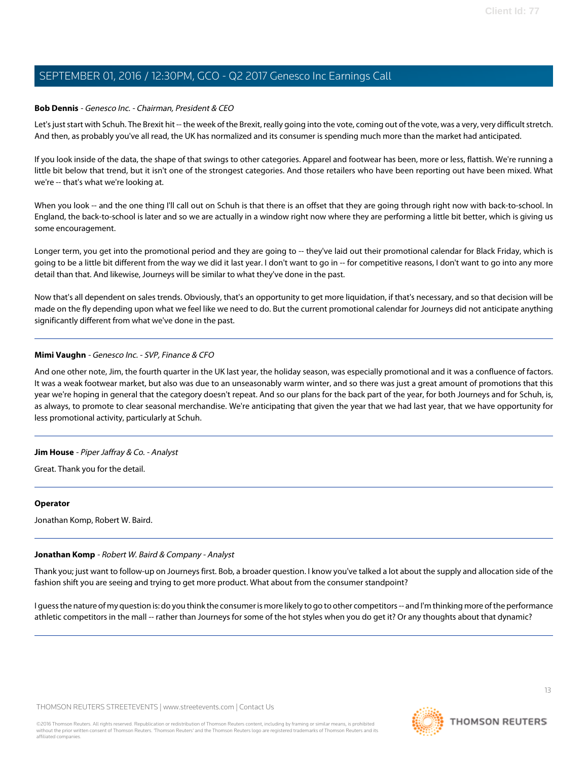**Bob Dennis** - *Genesco Inc. - Chairman, President & CEO*

Let's just start with Schuh. The Brexit hit -- the week of the Brexit, really going into the vote, coming out of the vote, was a very, very difficult stretch. And then, as probably you've all read, the UK has normalized and its consumer is spending much more than the market had anticipated.

If you look inside of the data, the shape of that swings to other categories. Apparel and footwear has been, more or less, flattish. We're running a little bit below that trend, but it isn't one of the strongest categories. And those retailers who have been reporting out have been mixed. What we're -- that's what we're looking at.

When you look -- and the one thing I'll call out on Schuh is that there is an offset that they are going through right now with back-to-school. In England, the back-to-school is later and so we are actually in a window right now where they are performing a little bit better, which is giving us some encouragement.

Longer term, you get into the promotional period and they are going to -- they've laid out their promotional calendar for Black Friday, which is going to be a little bit different from the way we did it last year. I don't want to go in -- for competitive reasons, I don't want to go into any more detail than that. And likewise, Journeys will be similar to what they've done in the past.

Now that's all dependent on sales trends. Obviously, that's an opportunity to get more liquidation, if that's necessary, and so that decision will be made on the fly depending upon what we feel like we need to do. But the current promotional calendar for Journeys did not anticipate anything significantly different from what we've done in the past.

---

**Mimi Vaughn** - *Genesco Inc. - SVP, Finance & CFO*

And one other note, Jim, the fourth quarter in the UK last year, the holiday season, was especially promotional and it was a confluence of factors. It was a weak footwear market, but also was due to an unseasonably warm winter, and so there was just a great amount of promotions that this year we're hoping in general that the category doesn't repeat. And so our plans for the back part of the year, for both Journeys and for Schuh, is, as always, to promote to clear seasonal merchandise. We're anticipating that given the year that we had last year, that we have opportunity for less promotional activity, particularly at Schuh.

---

**Jim House** - *Piper Jaffray & Co. - Analyst*

Great. Thank you for the detail.

---

**Operator**

Jonathan Komp, Robert W. Baird.

---

**Jonathan Komp** - *Robert W. Baird & Company - Analyst*

Thank you; just want to follow-up on Journeys first. Bob, a broader question. I know you've talked a lot about the supply and allocation side of the fashion shift you are seeing and trying to get more product. What about from the consumer standpoint?

I guess the nature of my question is: do you think the consumer is more likely to go to other competitors -- and I'm thinking more of the performance athletic competitors in the mall -- rather than Journeys for some of the hot styles when you do get it? Or any thoughts about that dynamic?

---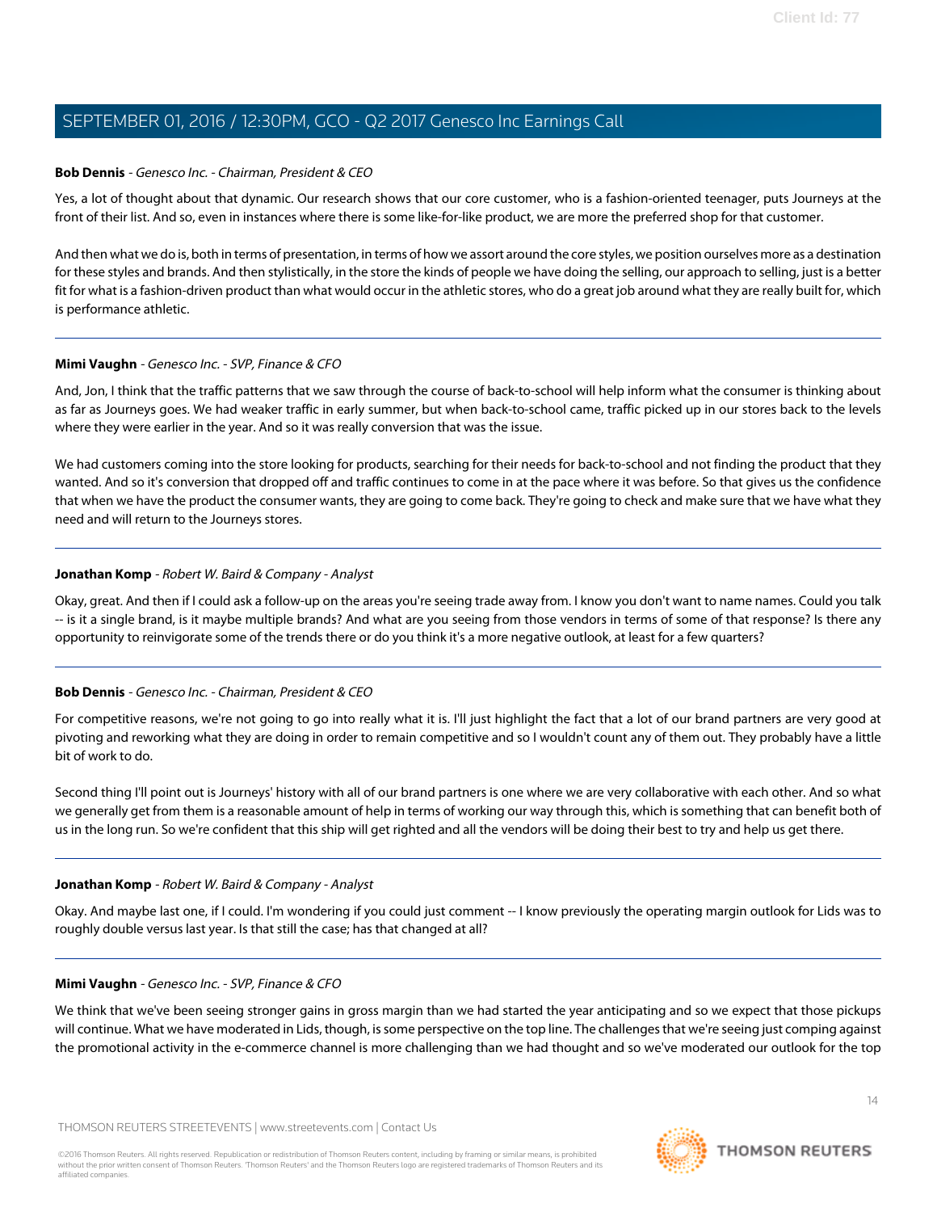**Bob Dennis** - *Genesco Inc. - Chairman, President & CEO*

Yes, a lot of thought about that dynamic. Our research shows that our core customer, who is a fashion-oriented teenager, puts Journeys at the front of their list. And so, even in instances where there is some like-for-like product, we are more the preferred shop for that customer.

And then what we do is, both in terms of presentation, in terms of how we assort around the core styles, we position ourselves more as a destination for these styles and brands. And then stylistically, in the store the kinds of people we have doing the selling, our approach to selling, just is a better fit for what is a fashion-driven product than what would occur in the athletic stores, who do a great job around what they are really built for, which is performance athletic.

---

**Mimi Vaughn** - *Genesco Inc. - SVP, Finance & CFO*

And, Jon, I think that the traffic patterns that we saw through the course of back-to-school will help inform what the consumer is thinking about as far as Journeys goes. We had weaker traffic in early summer, but when back-to-school came, traffic picked up in our stores back to the levels where they were earlier in the year. And so it was really conversion that was the issue.

We had customers coming into the store looking for products, searching for their needs for back-to-school and not finding the product that they wanted. And so it's conversion that dropped off and traffic continues to come in at the pace where it was before. So that gives us the confidence that when we have the product the consumer wants, they are going to come back. They're going to check and make sure that we have what they need and will return to the Journeys stores.

---

**Jonathan Komp** - *Robert W. Baird & Company - Analyst*

Okay, great. And then if I could ask a follow-up on the areas you're seeing trade away from. I know you don't want to name names. Could you talk -- is it a single brand, is it maybe multiple brands? And what are you seeing from those vendors in terms of some of that response? Is there any opportunity to reinvigorate some of the trends there or do you think it's a more negative outlook, at least for a few quarters?

---

**Bob Dennis** - *Genesco Inc. - Chairman, President & CEO*

For competitive reasons, we're not going to go into really what it is. I'll just highlight the fact that a lot of our brand partners are very good at pivoting and reworking what they are doing in order to remain competitive and so I wouldn't count any of them out. They probably have a little bit of work to do.

Second thing I'll point out is Journeys' history with all of our brand partners is one where we are very collaborative with each other. And so what we generally get from them is a reasonable amount of help in terms of working our way through this, which is something that can benefit both of us in the long run. So we're confident that this ship will get righted and all the vendors will be doing their best to try and help us get there.

---

**Jonathan Komp** - *Robert W. Baird & Company - Analyst*

Okay. And maybe last one, if I could. I'm wondering if you could just comment -- I know previously the operating margin outlook for Lids was to roughly double versus last year. Is that still the case; has that changed at all?

---

**Mimi Vaughn** - *Genesco Inc. - SVP, Finance & CFO*

We think that we've been seeing stronger gains in gross margin than we had started the year anticipating and so we expect that those pickups will continue. What we have moderated in Lids, though, is some perspective on the top line. The challenges that we're seeing just comping against the promotional activity in the e-commerce channel is more challenging than we had thought and so we've moderated our outlook for the top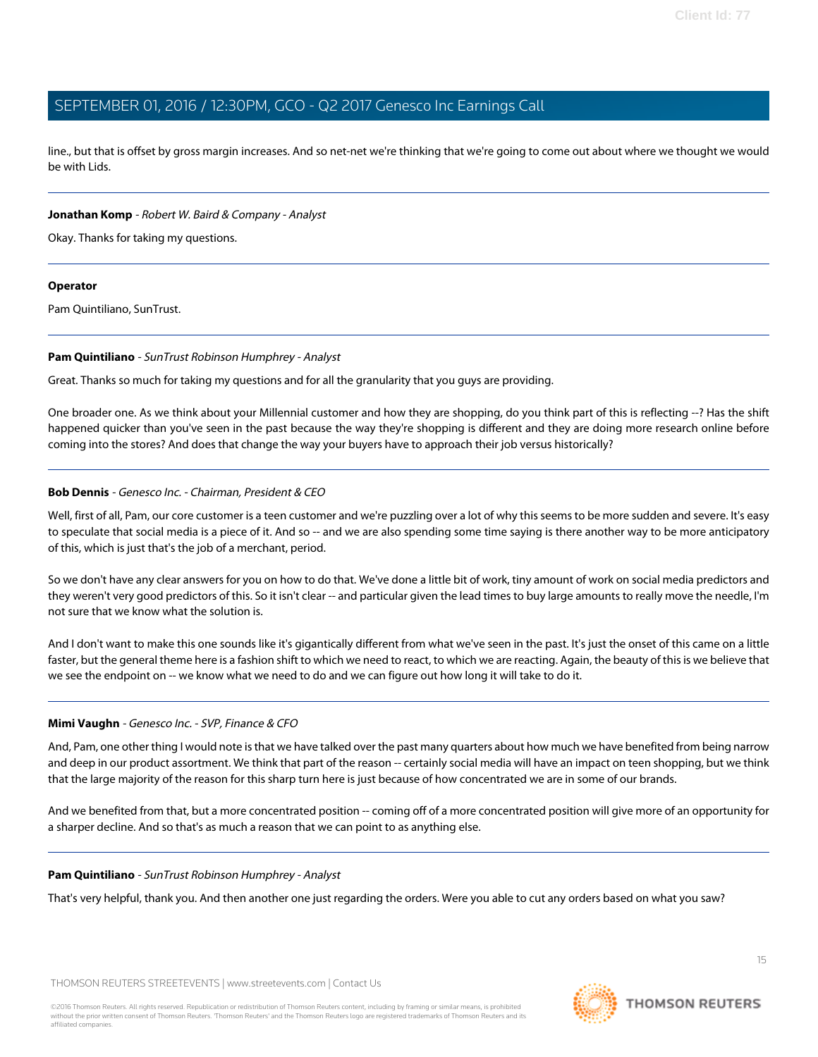line., but that is offset by gross margin increases. And so net-net we're thinking that we're going to come out about where we thought we would be with Lids.

---

**Jonathan Komp** - *Robert W. Baird & Company - Analyst*

Okay. Thanks for taking my questions.

---

**Operator**

Pam Quintiliano, SunTrust.

---

**Pam Quintiliano** - *SunTrust Robinson Humphrey - Analyst*

Great. Thanks so much for taking my questions and for all the granularity that you guys are providing.

One broader one. As we think about your Millennial customer and how they are shopping, do you think part of this is reflecting --? Has the shift happened quicker than you've seen in the past because the way they're shopping is different and they are doing more research online before coming into the stores? And does that change the way your buyers have to approach their job versus historically?

---

**Bob Dennis** - *Genesco Inc. - Chairman, President & CEO*

Well, first of all, Pam, our core customer is a teen customer and we're puzzling over a lot of why this seems to be more sudden and severe. It's easy to speculate that social media is a piece of it. And so -- and we are also spending some time saying is there another way to be more anticipatory of this, which is just that's the job of a merchant, period.

So we don't have any clear answers for you on how to do that. We've done a little bit of work, tiny amount of work on social media predictors and they weren't very good predictors of this. So it isn't clear -- and particular given the lead times to buy large amounts to really move the needle, I'm not sure that we know what the solution is.

And I don't want to make this one sounds like it's gigantically different from what we've seen in the past. It's just the onset of this came on a little faster, but the general theme here is a fashion shift to which we need to react, to which we are reacting. Again, the beauty of this is we believe that we see the endpoint on -- we know what we need to do and we can figure out how long it will take to do it.

---

**Mimi Vaughn** - *Genesco Inc. - SVP, Finance & CFO*

And, Pam, one other thing I would note is that we have talked over the past many quarters about how much we have benefited from being narrow and deep in our product assortment. We think that part of the reason -- certainly social media will have an impact on teen shopping, but we think that the large majority of the reason for this sharp turn here is just because of how concentrated we are in some of our brands.

And we benefited from that, but a more concentrated position -- coming off of a more concentrated position will give more of an opportunity for a sharper decline. And so that's as much a reason that we can point to as anything else.

---

**Pam Quintiliano** - *SunTrust Robinson Humphrey - Analyst*

That's very helpful, thank you. And then another one just regarding the orders. Were you able to cut any orders based on what you saw?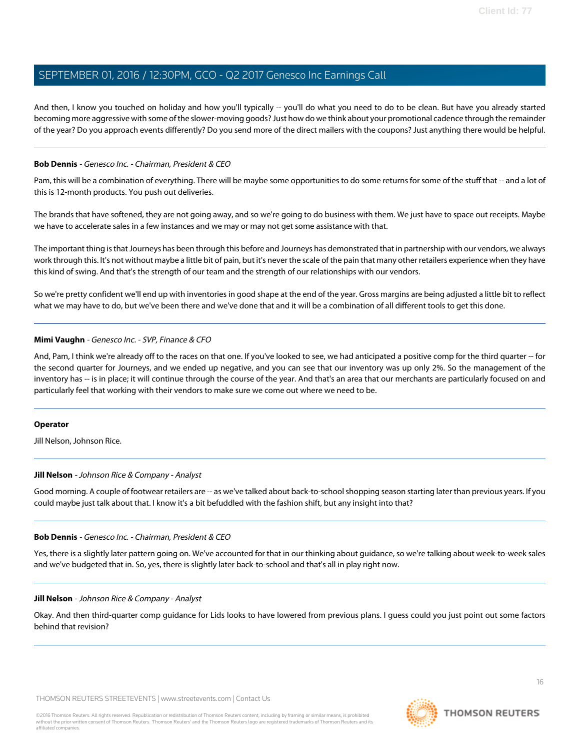And then, I know you touched on holiday and how you'll typically -- you'll do what you need to do to be clean. But have you already started becoming more aggressive with some of the slower-moving goods? Just how do we think about your promotional cadence through the remainder of the year? Do you approach events differently? Do you send more of the direct mailers with the coupons? Just anything there would be helpful.

---

**Bob Dennis** - *Genesco Inc. - Chairman, President & CEO*

Pam, this will be a combination of everything. There will be maybe some opportunities to do some returns for some of the stuff that -- and a lot of this is 12-month products. You push out deliveries.

The brands that have softened, they are not going away, and so we're going to do business with them. We just have to space out receipts. Maybe we have to accelerate sales in a few instances and we may or may not get some assistance with that.

The important thing is that Journeys has been through this before and Journeys has demonstrated that in partnership with our vendors, we always work through this. It's not without maybe a little bit of pain, but it's never the scale of the pain that many other retailers experience when they have this kind of swing. And that's the strength of our team and the strength of our relationships with our vendors.

So we're pretty confident we'll end up with inventories in good shape at the end of the year. Gross margins are being adjusted a little bit to reflect what we may have to do, but we've been there and we've done that and it will be a combination of all different tools to get this done.

---

**Mimi Vaughn** - *Genesco Inc. - SVP, Finance & CFO*

And, Pam, I think we're already off to the races on that one. If you've looked to see, we had anticipated a positive comp for the third quarter -- for the second quarter for Journeys, and we ended up negative, and you can see that our inventory was up only 2%. So the management of the inventory has -- is in place; it will continue through the course of the year. And that's an area that our merchants are particularly focused on and particularly feel that working with their vendors to make sure we come out where we need to be.

---

**Operator**

Jill Nelson, Johnson Rice.

---

**Jill Nelson** - *Johnson Rice & Company - Analyst*

Good morning. A couple of footwear retailers are -- as we've talked about back-to-school shopping season starting later than previous years. If you could maybe just talk about that. I know it's a bit befuddled with the fashion shift, but any insight into that?

---

**Bob Dennis** - *Genesco Inc. - Chairman, President & CEO*

Yes, there is a slightly later pattern going on. We've accounted for that in our thinking about guidance, so we're talking about week-to-week sales and we've budgeted that in. So, yes, there is slightly later back-to-school and that's all in play right now.

---

**Jill Nelson** - *Johnson Rice & Company - Analyst*

Okay. And then third-quarter comp guidance for Lids looks to have lowered from previous plans. I guess could you just point out some factors behind that revision?

---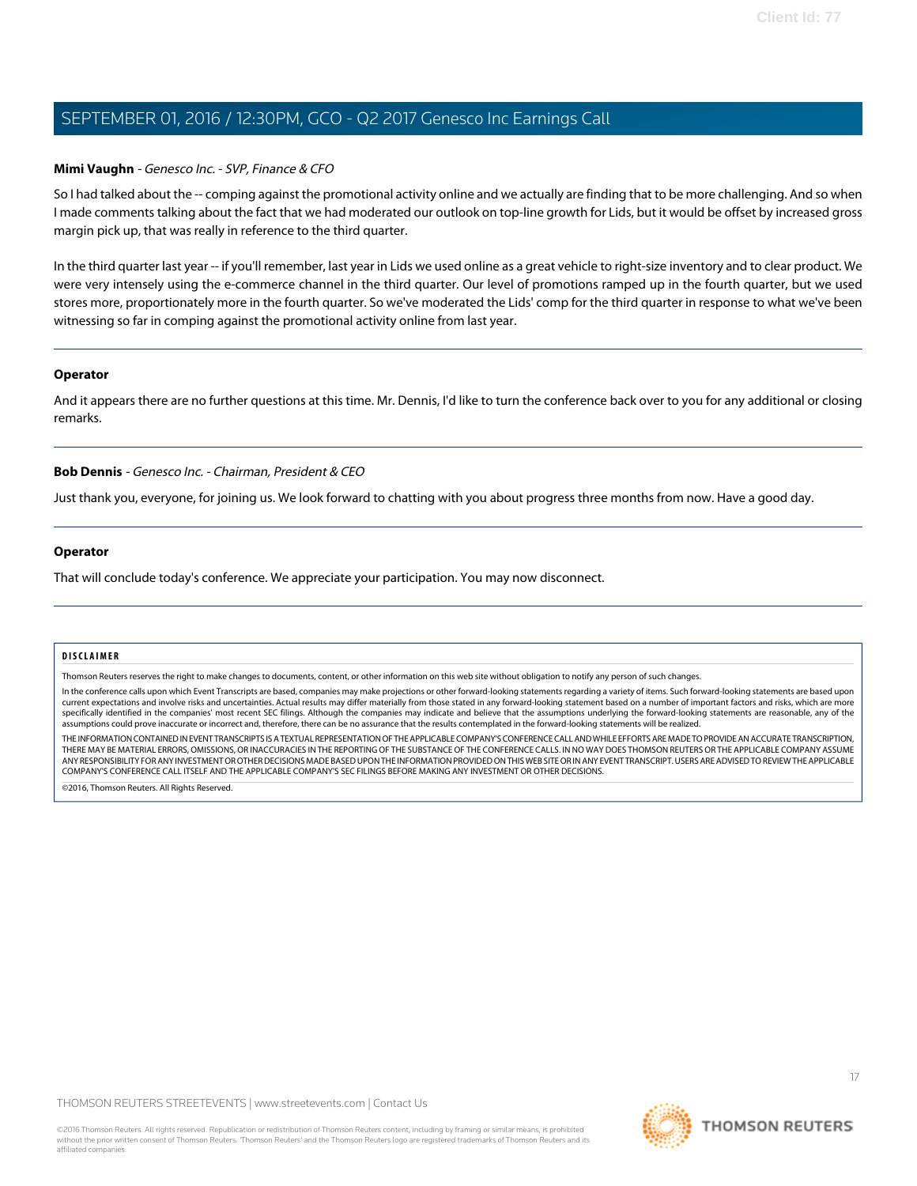**Mimi Vaughn** - *Genesco Inc. - SVP, Finance & CFO*

So I had talked about the -- comping against the promotional activity online and we actually are finding that to be more challenging. And so when I made comments talking about the fact that we had moderated our outlook on top-line growth for Lids, but it would be offset by increased gross margin pick up, that was really in reference to the third quarter.

In the third quarter last year -- if you'll remember, last year in Lids we used online as a great vehicle to right-size inventory and to clear product. We were very intensely using the e-commerce channel in the third quarter. Our level of promotions ramped up in the fourth quarter, but we used stores more, proportionately more in the fourth quarter. So we've moderated the Lids' comp for the third quarter in response to what we've been witnessing so far in comping against the promotional activity online from last year.

---

**Operator**

And it appears there are no further questions at this time. Mr. Dennis, I'd like to turn the conference back over to you for any additional or closing remarks.

---

**Bob Dennis** - *Genesco Inc. - Chairman, President & CEO*

Just thank you, everyone, for joining us. We look forward to chatting with you about progress three months from now. Have a good day.

---

**Operator**

That will conclude today's conference. We appreciate your participation. You may now disconnect.

---

**DISCLAIMER**

Thomson Reuters reserves the right to make changes to documents, content, or other information on this web site without obligation to notify any person of such changes.

In the conference calls upon which Event Transcripts are based, companies may make projections or other forward-looking statements regarding a variety of items. Such forward-looking statements are based upon current expectations and involve risks and uncertainties. Actual results may differ materially from those stated in any forward-looking statement based on a number of important factors and risks, which are more specifically identified in the companies' most recent SEC filings. Although the companies may indicate and believe that the assumptions underlying the forward-looking statements are reasonable, any of the assumptions could prove inaccurate or incorrect and, therefore, there can be no assurance that the results contemplated in the forward-looking statements will be realized.

THE INFORMATION CONTAINED IN EVENT TRANSCRIPTS IS A TEXTUAL REPRESENTATION OF THE APPLICABLE COMPANY'S CONFERENCE CALL AND WHILE EFFORTS ARE MADE TO PROVIDE AN ACCURATE TRANSCRIPTION, THERE MAY BE MATERIAL ERRORS, OMISSIONS, OR INACCURACIES IN THE REPORTING OF THE SUBSTANCE OF THE CONFERENCE CALLS. IN NO WAY DOES THOMSON REUTERS OR THE APPLICABLE COMPANY ASSUME ANY RESPONSIBILITY FOR ANY INVESTMENT OR OTHER DECISIONS MADE BASED UPON THE INFORMATION PROVIDED ON THIS WEB SITE OR IN ANY EVENT TRANSCRIPT. USERS ARE ADVISED TO REVIEW THE APPLICABLE COMPANY'S CONFERENCE CALL ITSELF AND THE APPLICABLE COMPANY'S SEC FILINGS BEFORE MAKING ANY INVESTMENT OR OTHER DECISIONS.

©2016, Thomson Reuters. All Rights Reserved.